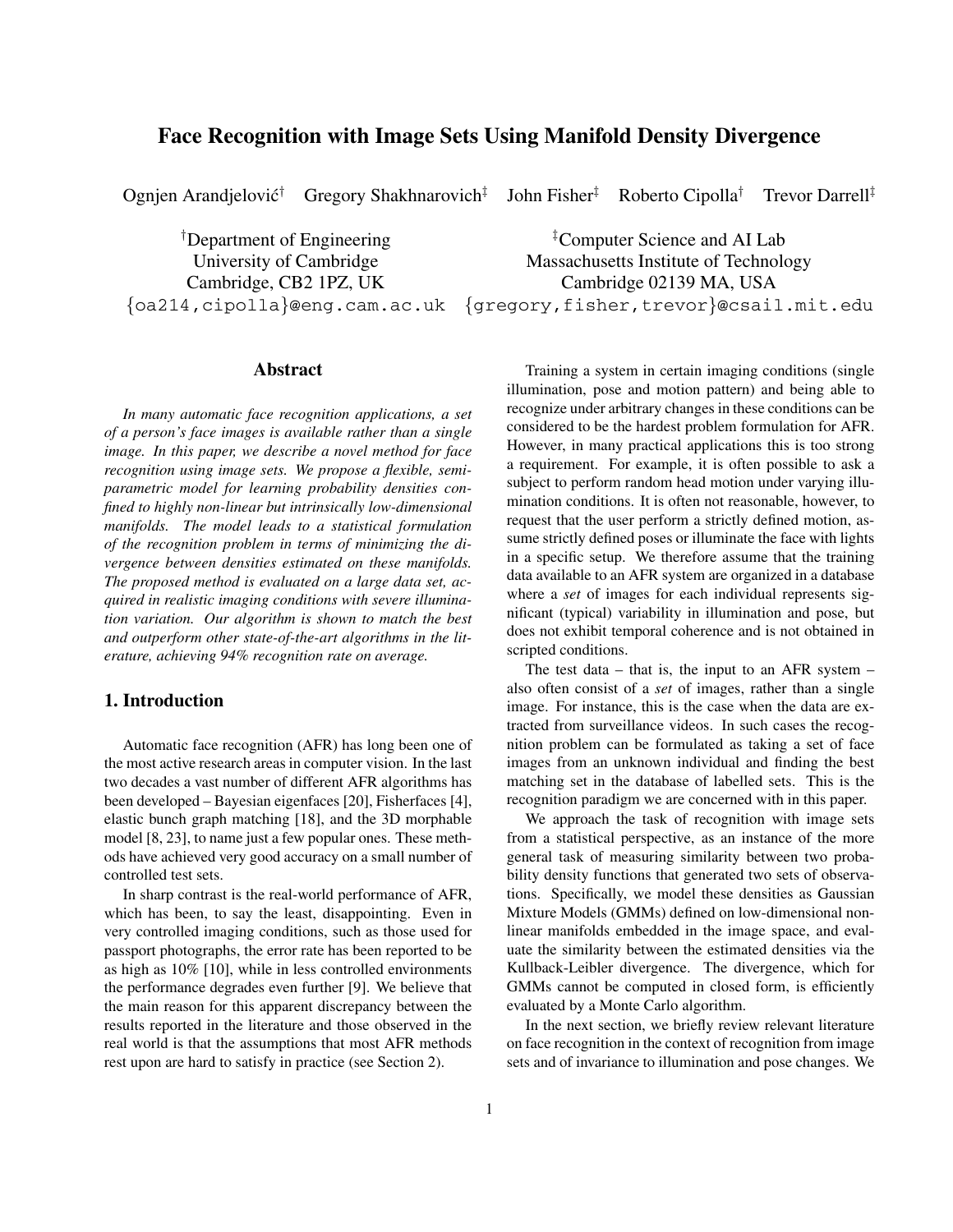# Face Recognition with Image Sets Using Manifold Density Divergence

Ognjen Arandjelović[†] Gregory Shakhnarovich[‡] John Fisher[‡] Roberto Cipolla[†] Trevor Darrell[‡]

[†]Department of Engineering
University of Cambridge
Cambridge, CB2 1PZ, UK
{oa214,cipolla}@eng.cam.ac.uk

[‡]Computer Science and AI Lab
Massachusetts Institute of Technology
Cambridge 02139 MA, USA
{gregory,fisher,trevor}@csail.mit.edu

## Abstract

*In many automatic face recognition applications, a set of a person's face images is available rather than a single image. In this paper, we describe a novel method for face recognition using image sets. We propose a flexible, semi-parametric model for learning probability densities confined to highly non-linear but intrinsically low-dimensional manifolds. The model leads to a statistical formulation of the recognition problem in terms of minimizing the divergence between densities estimated on these manifolds. The proposed method is evaluated on a large data set, acquired in realistic imaging conditions with severe illumination variation. Our algorithm is shown to match the best and outperform other state-of-the-art algorithms in the literature, achieving 94% recognition rate on average.*

## 1. Introduction

Automatic face recognition (AFR) has long been one of the most active research areas in computer vision. In the last two decades a vast number of different AFR algorithms has been developed – Bayesian eigenfaces [20], Fisherfaces [4], elastic bunch graph matching [18], and the 3D morphable model [8, 23], to name just a few popular ones. These methods have achieved very good accuracy on a small number of controlled test sets.

In sharp contrast is the real-world performance of AFR, which has been, to say the least, disappointing. Even in very controlled imaging conditions, such as those used for passport photographs, the error rate has been reported to be as high as 10% [10], while in less controlled environments the performance degrades even further [9]. We believe that the main reason for this apparent discrepancy between the results reported in the literature and those observed in the real world is that the assumptions that most AFR methods rest upon are hard to satisfy in practice (see Section 2).

Training a system in certain imaging conditions (single illumination, pose and motion pattern) and being able to recognize under arbitrary changes in these conditions can be considered to be the hardest problem formulation for AFR. However, in many practical applications this is too strong a requirement. For example, it is often possible to ask a subject to perform random head motion under varying illumination conditions. It is often not reasonable, however, to request that the user perform a strictly defined motion, assume strictly defined poses or illuminate the face with lights in a specific setup. We therefore assume that the training data available to an AFR system are organized in a database where a *set* of images for each individual represents significant (typical) variability in illumination and pose, but does not exhibit temporal coherence and is not obtained in scripted conditions.

The test data – that is, the input to an AFR system – also often consist of a *set* of images, rather than a single image. For instance, this is the case when the data are extracted from surveillance videos. In such cases the recognition problem can be formulated as taking a set of face images from an unknown individual and finding the best matching set in the database of labelled sets. This is the recognition paradigm we are concerned with in this paper.

We approach the task of recognition with image sets from a statistical perspective, as an instance of the more general task of measuring similarity between two probability density functions that generated two sets of observations. Specifically, we model these densities as Gaussian Mixture Models (GMMs) defined on low-dimensional nonlinear manifolds embedded in the image space, and evaluate the similarity between the estimated densities via the Kullback-Leibler divergence. The divergence, which for GMMs cannot be computed in closed form, is efficiently evaluated by a Monte Carlo algorithm.

In the next section, we briefly review relevant literature on face recognition in the context of recognition from image sets and of invariance to illumination and pose changes. We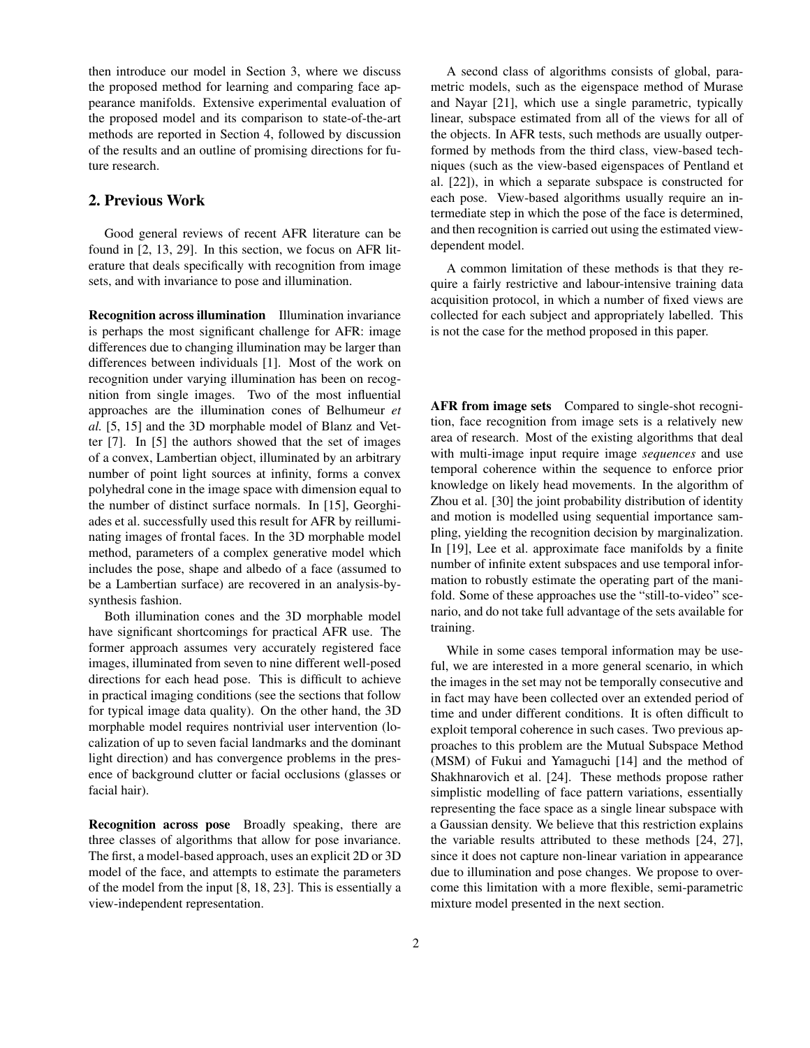then introduce our model in Section 3, where we discuss the proposed method for learning and comparing face appearance manifolds. Extensive experimental evaluation of the proposed model and its comparison to state-of-the-art methods are reported in Section 4, followed by discussion of the results and an outline of promising directions for future research.

## 2. Previous Work

Good general reviews of recent AFR literature can be found in [2, 13, 29]. In this section, we focus on AFR literature that deals specifically with recognition from image sets, and with invariance to pose and illumination.

**Recognition across illumination** Illumination invariance is perhaps the most significant challenge for AFR: image differences due to changing illumination may be larger than differences between individuals [1]. Most of the work on recognition under varying illumination has been on recognition from single images. Two of the most influential approaches are the illumination cones of Belhumeur *et al.* [5, 15] and the 3D morphable model of Blanz and Vetter [7]. In [5] the authors showed that the set of images of a convex, Lambertian object, illuminated by an arbitrary number of point light sources at infinity, forms a convex polyhedral cone in the image space with dimension equal to the number of distinct surface normals. In [15], Georghiades et al. successfully used this result for AFR by reilluminating images of frontal faces. In the 3D morphable model method, parameters of a complex generative model which includes the pose, shape and albedo of a face (assumed to be a Lambertian surface) are recovered in an analysis-by-synthesis fashion.

Both illumination cones and the 3D morphable model have significant shortcomings for practical AFR use. The former approach assumes very accurately registered face images, illuminated from seven to nine different well-posed directions for each head pose. This is difficult to achieve in practical imaging conditions (see the sections that follow for typical image data quality). On the other hand, the 3D morphable model requires nontrivial user intervention (localization of up to seven facial landmarks and the dominant light direction) and has convergence problems in the presence of background clutter or facial occlusions (glasses or facial hair).

**Recognition across pose** Broadly speaking, there are three classes of algorithms that allow for pose invariance. The first, a model-based approach, uses an explicit 2D or 3D model of the face, and attempts to estimate the parameters of the model from the input [8, 18, 23]. This is essentially a view-independent representation.

A second class of algorithms consists of global, parametric models, such as the eigenspace method of Murase and Nayar [21], which use a single parametric, typically linear, subspace estimated from all of the views for all of the objects. In AFR tests, such methods are usually outperformed by methods from the third class, view-based techniques (such as the view-based eigenspaces of Pentland et al. [22]), in which a separate subspace is constructed for each pose. View-based algorithms usually require an intermediate step in which the pose of the face is determined, and then recognition is carried out using the estimated view-dependent model.

A common limitation of these methods is that they require a fairly restrictive and labour-intensive training data acquisition protocol, in which a number of fixed views are collected for each subject and appropriately labelled. This is not the case for the method proposed in this paper.

**AFR from image sets** Compared to single-shot recognition, face recognition from image sets is a relatively new area of research. Most of the existing algorithms that deal with multi-image input require image *sequences* and use temporal coherence within the sequence to enforce prior knowledge on likely head movements. In the algorithm of Zhou et al. [30] the joint probability distribution of identity and motion is modelled using sequential importance sampling, yielding the recognition decision by marginalization. In [19], Lee et al. approximate face manifolds by a finite number of infinite extent subspaces and use temporal information to robustly estimate the operating part of the manifold. Some of these approaches use the "still-to-video" scenario, and do not take full advantage of the sets available for training.

While in some cases temporal information may be useful, we are interested in a more general scenario, in which the images in the set may not be temporally consecutive and in fact may have been collected over an extended period of time and under different conditions. It is often difficult to exploit temporal coherence in such cases. Two previous approaches to this problem are the Mutual Subspace Method (MSM) of Fukui and Yamaguchi [14] and the method of Shakhnarovich et al. [24]. These methods propose rather simplistic modelling of face pattern variations, essentially representing the face space as a single linear subspace with a Gaussian density. We believe that this restriction explains the variable results attributed to these methods [24, 27], since it does not capture non-linear variation in appearance due to illumination and pose changes. We propose to overcome this limitation with a more flexible, semi-parametric mixture model presented in the next section.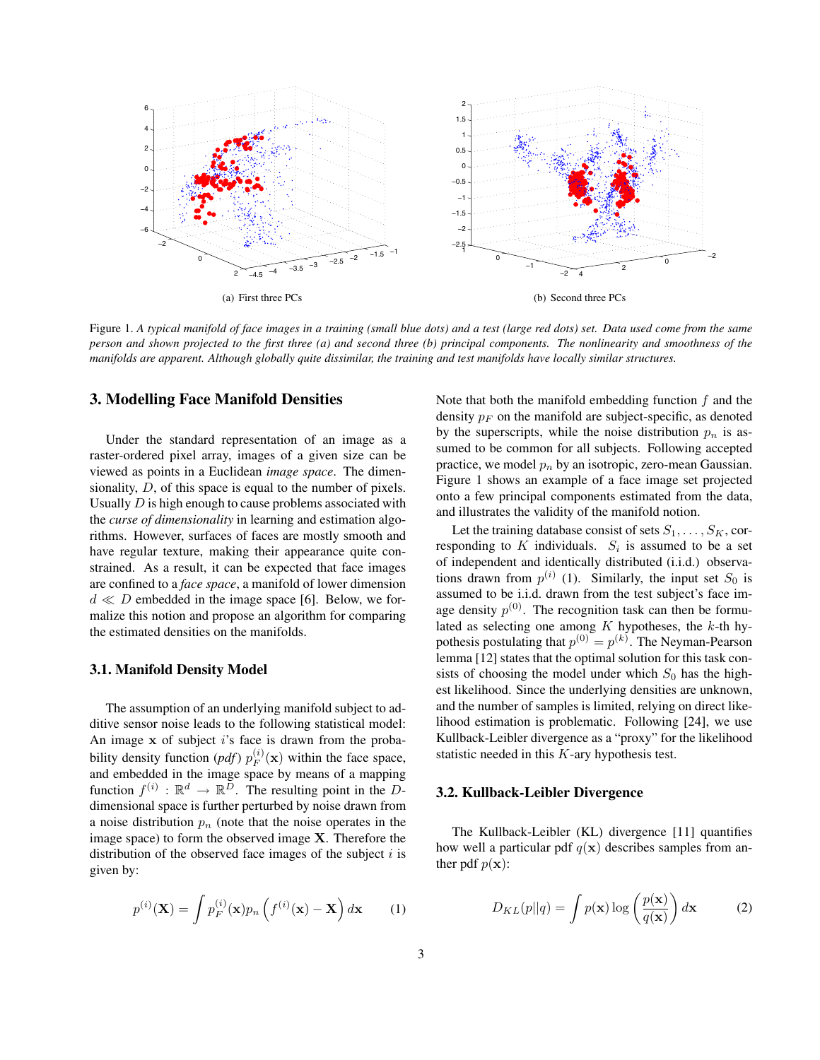(a) First three PCs

(b) Second three PCs

Figure 1. *A typical manifold of face images in a training (small blue dots) and a test (large red dots) set. Data used come from the same person and shown projected to the first three (a) and second three (b) principal components. The nonlinearity and smoothness of the manifolds are apparent. Although globally quite dissimilar, the training and test manifolds have locally similar structures.*

## 3. Modelling Face Manifold Densities

Under the standard representation of an image as a raster-ordered pixel array, images of a given size can be viewed as points in a Euclidean *image space*. The dimensionality, $D$, of this space is equal to the number of pixels. Usually $D$ is high enough to cause problems associated with the *curse of dimensionality* in learning and estimation algorithms. However, surfaces of faces are mostly smooth and have regular texture, making their appearance quite constrained. As a result, it can be expected that face images are confined to a *face space*, a manifold of lower dimension $d \ll D$ embedded in the image space [6]. Below, we formalize this notion and propose an algorithm for comparing the estimated densities on the manifolds.

### 3.1. Manifold Density Model

The assumption of an underlying manifold subject to additive sensor noise leads to the following statistical model: An image $\mathbf{x}$ of subject $i$'s face is drawn from the probability density function (*pdf*) $p_F^{(i)}(\mathbf{x})$ within the face space, and embedded in the image space by means of a mapping function $f^{(i)} : \mathbb{R}^d \rightarrow \mathbb{R}^D$. The resulting point in the $D$-dimensional space is further perturbed by noise drawn from a noise distribution $p_n$ (note that the noise operates in the image space) to form the observed image $\mathbf{X}$. Therefore the distribution of the observed face images of the subject $i$ is given by:

$$p^{(i)}(\mathbf{X}) = \int p_F^{(i)}(\mathbf{x}) p_n\left(f^{(i)}(\mathbf{x}) - \mathbf{X}\right) d\mathbf{x} \qquad (1)$$

Note that both the manifold embedding function $f$ and the density $p_F$ on the manifold are subject-specific, as denoted by the superscripts, while the noise distribution $p_n$ is assumed to be common for all subjects. Following accepted practice, we model $p_n$ by an isotropic, zero-mean Gaussian. Figure 1 shows an example of a face image set projected onto a few principal components estimated from the data, and illustrates the validity of the manifold notion.

Let the training database consist of sets $S_1, \ldots, S_K$, corresponding to $K$ individuals. $S_i$ is assumed to be a set of independent and identically distributed (i.i.d.) observations drawn from $p^{(i)}$ (1). Similarly, the input set $S_0$ is assumed to be i.i.d. drawn from the test subject's face image density $p^{(0)}$. The recognition task can then be formulated as selecting one among $K$ hypotheses, the $k$-th hypothesis postulating that $p^{(0)} = p^{(k)}$. The Neyman-Pearson lemma [12] states that the optimal solution for this task consists of choosing the model under which $S_0$ has the highest likelihood. Since the underlying densities are unknown, and the number of samples is limited, relying on direct likelihood estimation is problematic. Following [24], we use Kullback-Leibler divergence as a "proxy" for the likelihood statistic needed in this $K$-ary hypothesis test.

### 3.2. Kullback-Leibler Divergence

The Kullback-Leibler (KL) divergence [11] quantifies how well a particular pdf $q(\mathbf{x})$ describes samples from another pdf $p(\mathbf{x})$:

$$D_{KL}(p||q) = \int p(\mathbf{x}) \log\left(\frac{p(\mathbf{x})}{q(\mathbf{x})}\right) d\mathbf{x} \qquad (2)$$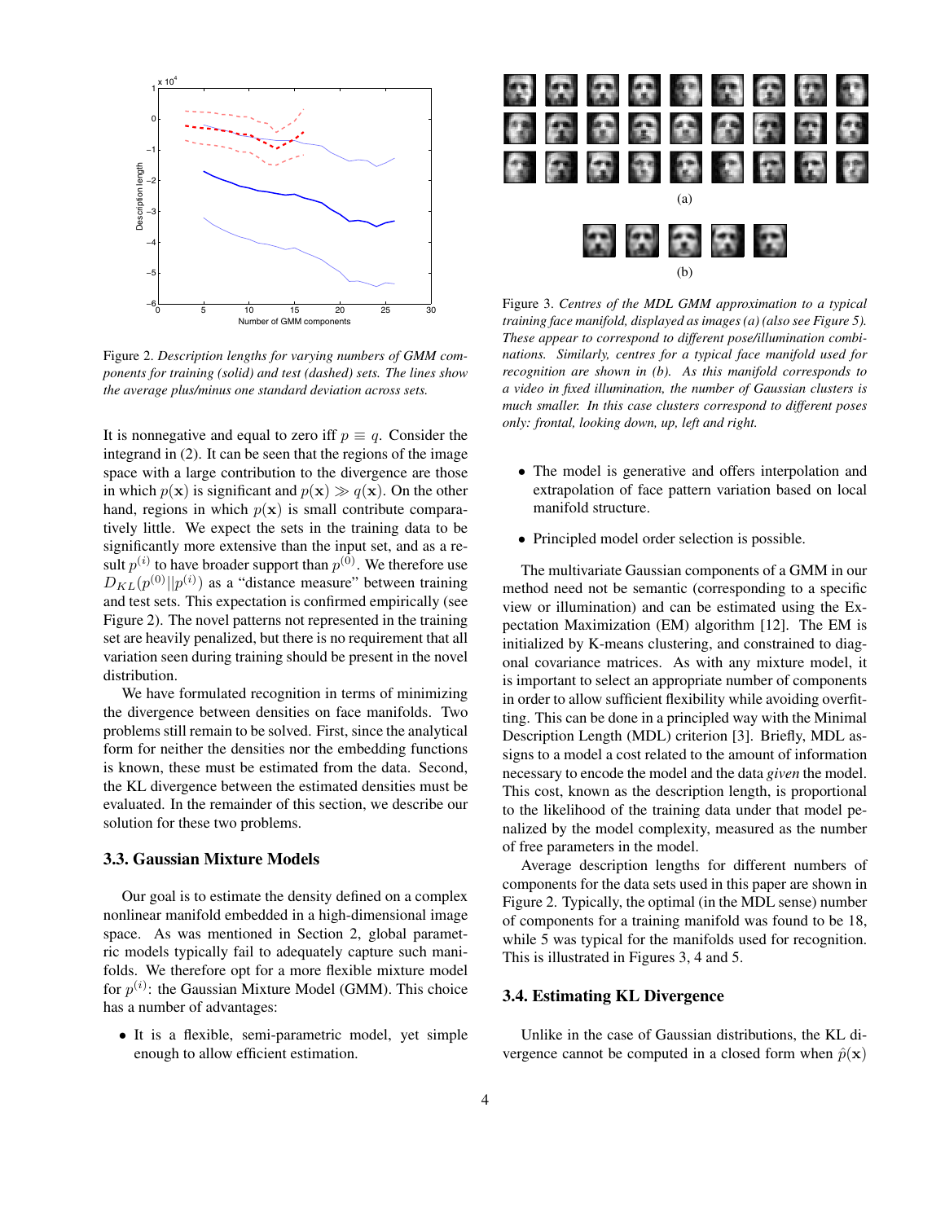Figure 2. *Description lengths for varying numbers of GMM components for training (solid) and test (dashed) sets. The lines show the average plus/minus one standard deviation across sets.*

It is nonnegative and equal to zero iff $p \equiv q$. Consider the integrand in (2). It can be seen that the regions of the image space with a large contribution to the divergence are those in which $p(\mathbf{x})$ is significant and $p(\mathbf{x}) \gg q(\mathbf{x})$. On the other hand, regions in which $p(\mathbf{x})$ is small contribute comparatively little. We expect the sets in the training data to be significantly more extensive than the input set, and as a result $p^{(i)}$ to have broader support than $p^{(0)}$. We therefore use $D_{KL}(p^{(0)}||p^{(i)})$ as a "distance measure" between training and test sets. This expectation is confirmed empirically (see Figure 2). The novel patterns not represented in the training set are heavily penalized, but there is no requirement that all variation seen during training should be present in the novel distribution.

We have formulated recognition in terms of minimizing the divergence between densities on face manifolds. Two problems still remain to be solved. First, since the analytical form for neither the densities nor the embedding functions is known, these must be estimated from the data. Second, the KL divergence between the estimated densities must be evaluated. In the remainder of this section, we describe our solution for these two problems.

### 3.3. Gaussian Mixture Models

Our goal is to estimate the density defined on a complex nonlinear manifold embedded in a high-dimensional image space. As was mentioned in Section 2, global parametric models typically fail to adequately capture such manifolds. We therefore opt for a more flexible mixture model for $p^{(i)}$: the Gaussian Mixture Model (GMM). This choice has a number of advantages:

- It is a flexible, semi-parametric model, yet simple enough to allow efficient estimation.
- The model is generative and offers interpolation and extrapolation of face pattern variation based on local manifold structure.
- Principled model order selection is possible.

Figure 3. *Centres of the MDL GMM approximation to a typical training face manifold, displayed as images (a) (also see Figure 5). These appear to correspond to different pose/illumination combinations. Similarly, centres for a typical face manifold used for recognition are shown in (b). As this manifold corresponds to a video in fixed illumination, the number of Gaussian clusters is much smaller. In this case clusters correspond to different poses only: frontal, looking down, up, left and right.*

The multivariate Gaussian components of a GMM in our method need not be semantic (corresponding to a specific view or illumination) and can be estimated using the Expectation Maximization (EM) algorithm [12]. The EM is initialized by K-means clustering, and constrained to diagonal covariance matrices. As with any mixture model, it is important to select an appropriate number of components in order to allow sufficient flexibility while avoiding overfitting. This can be done in a principled way with the Minimal Description Length (MDL) criterion [3]. Briefly, MDL assigns to a model a cost related to the amount of information necessary to encode the model and the data *given* the model. This cost, known as the description length, is proportional to the likelihood of the training data under that model penalized by the model complexity, measured as the number of free parameters in the model.

Average description lengths for different numbers of components for the data sets used in this paper are shown in Figure 2. Typically, the optimal (in the MDL sense) number of components for a training manifold was found to be 18, while 5 was typical for the manifolds used for recognition. This is illustrated in Figures 3, 4 and 5.

### 3.4. Estimating KL Divergence

Unlike in the case of Gaussian distributions, the KL divergence cannot be computed in a closed form when $\hat{p}(\mathbf{x})$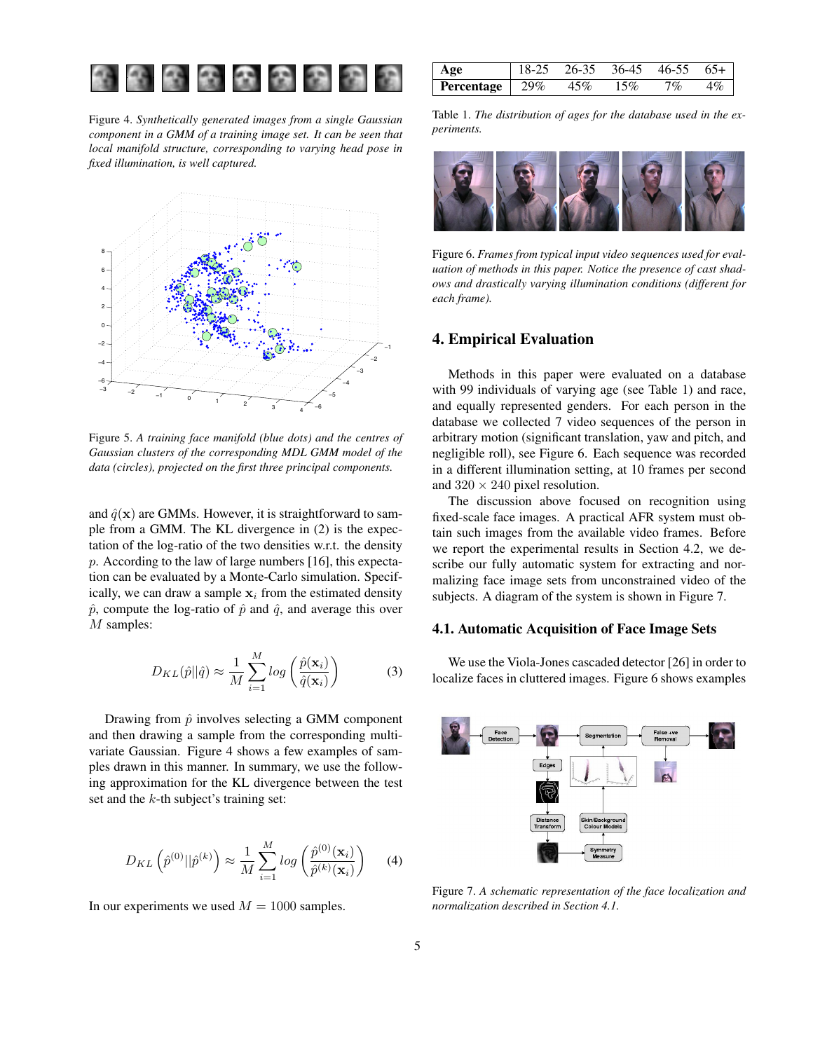Figure 4. *Synthetically generated images from a single Gaussian component in a GMM of a training image set. It can be seen that local manifold structure, corresponding to varying head pose in fixed illumination, is well captured.*

Figure 5. *A training face manifold (blue dots) and the centres of Gaussian clusters of the corresponding MDL GMM model of the data (circles), projected on the first three principal components.*

and $\hat{q}(\mathbf{x})$ are GMMs. However, it is straightforward to sample from a GMM. The KL divergence in (2) is the expectation of the log-ratio of the two densities w.r.t. the density $p$. According to the law of large numbers [16], this expectation can be evaluated by a Monte-Carlo simulation. Specifically, we can draw a sample $\mathbf{x}_i$ from the estimated density $\hat{p}$, compute the log-ratio of $\hat{p}$ and $\hat{q}$, and average this over $M$ samples:

$$D_{KL}(\hat{p}||\hat{q}) \approx \frac{1}{M} \sum_{i=1}^{M} log \left( \frac{\hat{p}(\mathbf{x}_i)}{\hat{q}(\mathbf{x}_i)} \right) \tag{3}$$

Drawing from $\hat{p}$ involves selecting a GMM component and then drawing a sample from the corresponding multivariate Gaussian. Figure 4 shows a few examples of samples drawn in this manner. In summary, we use the following approximation for the KL divergence between the test set and the $k$-th subject's training set:

$$D_{KL}\left(\hat{p}^{(0)}||\hat{p}^{(k)}\right) \approx \frac{1}{M} \sum_{i=1}^{M} log \left( \frac{\hat{p}^{(0)}(\mathbf{x}_i)}{\hat{p}^{(k)}(\mathbf{x}_i)} \right) \tag{4}$$

In our experiments we used $M = 1000$ samples.

| Age | 18-25 | 26-35 | 36-45 | 46-55 | 65+ |
|---|---|---|---|---|---|
| Percentage | 29% | 45% | 15% | 7% | 4% |

Table 1. *The distribution of ages for the database used in the experiments.*

Figure 6. *Frames from typical input video sequences used for evaluation of methods in this paper. Notice the presence of cast shadows and drastically varying illumination conditions (different for each frame).*

## 4. Empirical Evaluation

Methods in this paper were evaluated on a database with 99 individuals of varying age (see Table 1) and race, and equally represented genders. For each person in the database we collected 7 video sequences of the person in arbitrary motion (significant translation, yaw and pitch, and negligible roll), see Figure 6. Each sequence was recorded in a different illumination setting, at 10 frames per second and $320 \times 240$ pixel resolution.

The discussion above focused on recognition using fixed-scale face images. A practical AFR system must obtain such images from the available video frames. Before we report the experimental results in Section 4.2, we describe our fully automatic system for extracting and normalizing face image sets from unconstrained video of the subjects. A diagram of the system is shown in Figure 7.

### 4.1. Automatic Acquisition of Face Image Sets

We use the Viola-Jones cascaded detector [26] in order to localize faces in cluttered images. Figure 6 shows examples

Figure 7. *A schematic representation of the face localization and normalization described in Section 4.1.*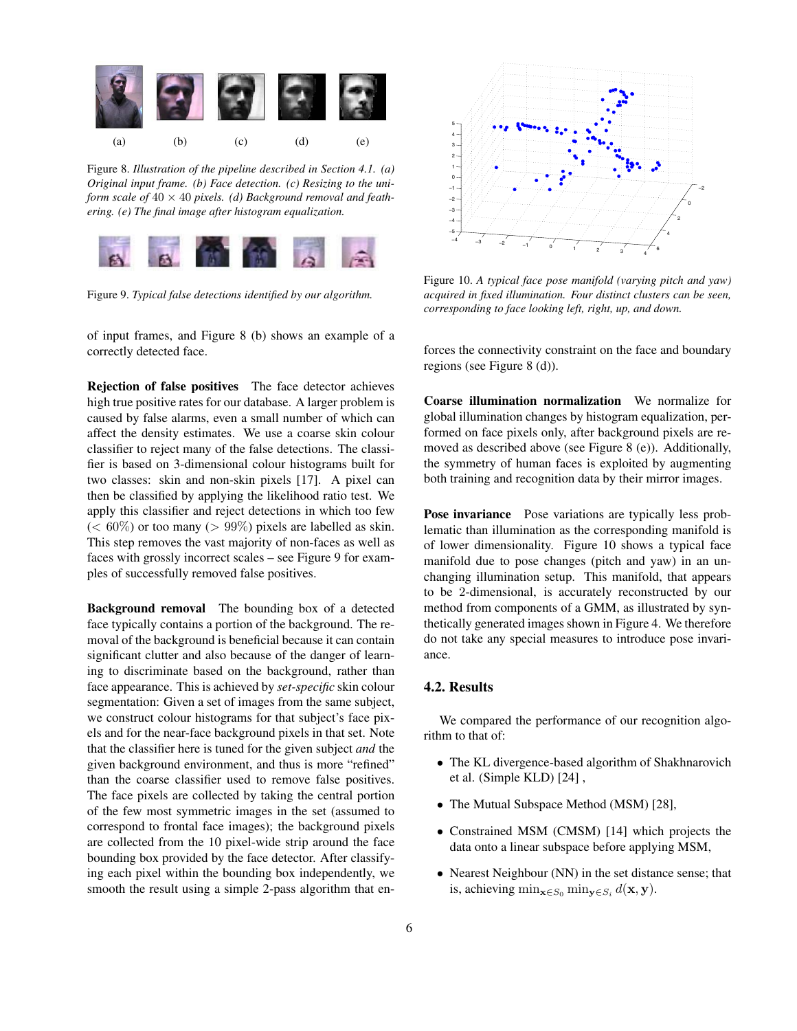(a) (b) (c) (d) (e)

Figure 8. *Illustration of the pipeline described in Section 4.1. (a) Original input frame. (b) Face detection. (c) Resizing to the uniform scale of $40 \times 40$ pixels. (d) Background removal and feathering. (e) The final image after histogram equalization.*

Figure 9. *Typical false detections identified by our algorithm.*

of input frames, and Figure 8 (b) shows an example of a correctly detected face.

**Rejection of false positives** The face detector achieves high true positive rates for our database. A larger problem is caused by false alarms, even a small number of which can affect the density estimates. We use a coarse skin colour classifier to reject many of the false detections. The classifier is based on 3-dimensional colour histograms built for two classes: skin and non-skin pixels [17]. A pixel can then be classified by applying the likelihood ratio test. We apply this classifier and reject detections in which too few ($< 60\%$) or too many ($> 99\%$) pixels are labelled as skin. This step removes the vast majority of non-faces as well as faces with grossly incorrect scales – see Figure 9 for examples of successfully removed false positives.

**Background removal** The bounding box of a detected face typically contains a portion of the background. The removal of the background is beneficial because it can contain significant clutter and also because of the danger of learning to discriminate based on the background, rather than face appearance. This is achieved by *set-specific* skin colour segmentation: Given a set of images from the same subject, we construct colour histograms for that subject's face pixels and for the near-face background pixels in that set. Note that the classifier here is tuned for the given subject *and* the given background environment, and thus is more "refined" than the coarse classifier used to remove false positives. The face pixels are collected by taking the central portion of the few most symmetric images in the set (assumed to correspond to frontal face images); the background pixels are collected from the 10 pixel-wide strip around the face bounding box provided by the face detector. After classifying each pixel within the bounding box independently, we smooth the result using a simple 2-pass algorithm that enforces the connectivity constraint on the face and boundary regions (see Figure 8 (d)).

Figure 10. *A typical face pose manifold (varying pitch and yaw) acquired in fixed illumination. Four distinct clusters can be seen, corresponding to face looking left, right, up, and down.*

**Coarse illumination normalization** We normalize for global illumination changes by histogram equalization, performed on face pixels only, after background pixels are removed as described above (see Figure 8 (e)). Additionally, the symmetry of human faces is exploited by augmenting both training and recognition data by their mirror images.

**Pose invariance** Pose variations are typically less problematic than illumination as the corresponding manifold is of lower dimensionality. Figure 10 shows a typical face manifold due to pose changes (pitch and yaw) in an unchanging illumination setup. This manifold, that appears to be 2-dimensional, is accurately reconstructed by our method from components of a GMM, as illustrated by synthetically generated images shown in Figure 4. We therefore do not take any special measures to introduce pose invariance.

## 4.2. Results

We compared the performance of our recognition algorithm to that of:

- The KL divergence-based algorithm of Shakhnarovich et al. (Simple KLD) [24] ,
- The Mutual Subspace Method (MSM) [28],
- Constrained MSM (CMSM) [14] which projects the data onto a linear subspace before applying MSM,
- Nearest Neighbour (NN) in the set distance sense; that is, achieving $\min_{\mathbf{x} \in S_0} \min_{\mathbf{y} \in S_i} d(\mathbf{x}, \mathbf{y})$.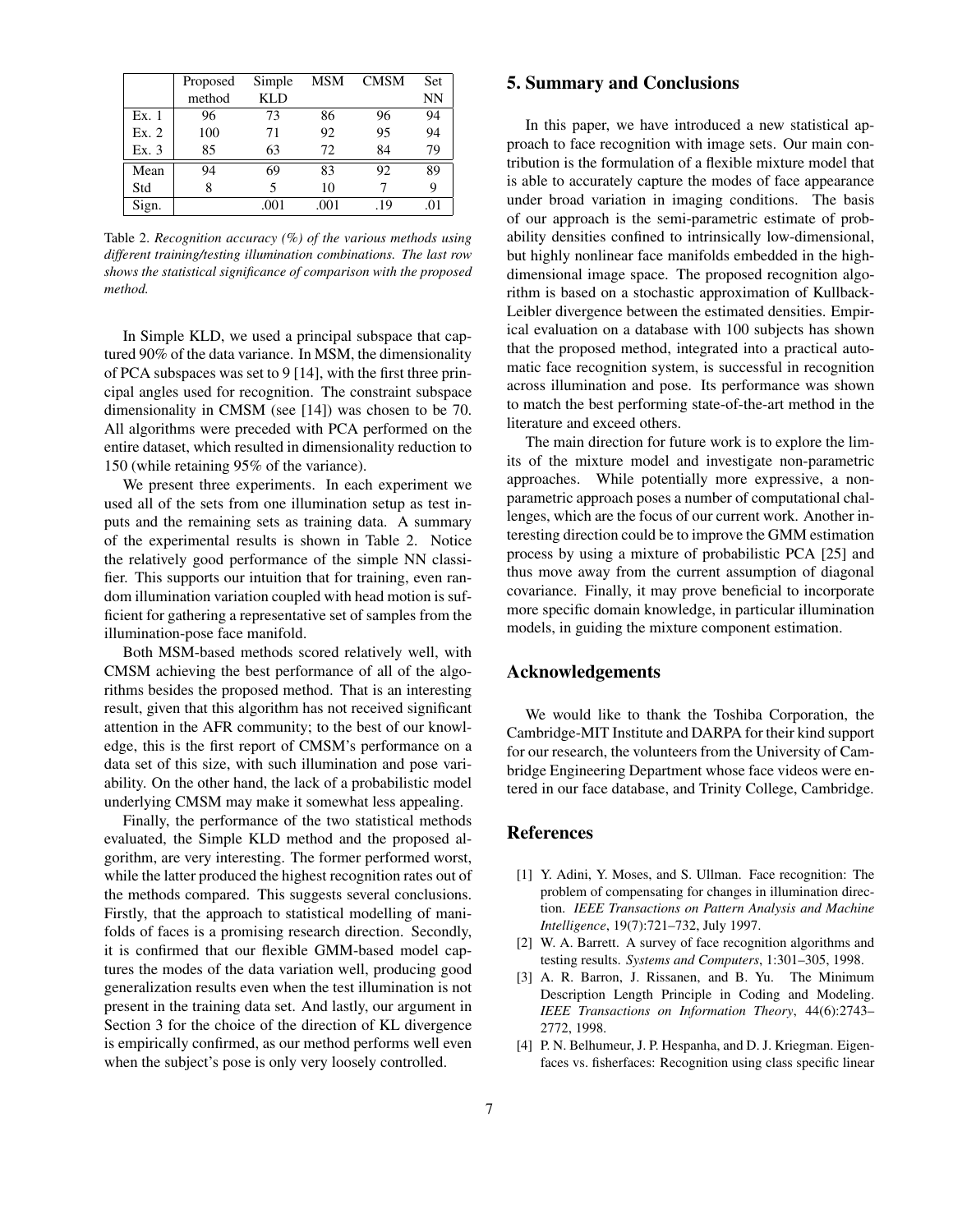| | Proposed method | Simple KLD | MSM | CMSM | Set NN |
|---|---|---|---|---|---|
| Ex. 1 | 96 | 73 | 86 | 96 | 94 |
| Ex. 2 | 100 | 71 | 92 | 95 | 94 |
| Ex. 3 | 85 | 63 | 72 | 84 | 79 |
| Mean | 94 | 69 | 83 | 92 | 89 |
| Std | 8 | 5 | 10 | 7 | 9 |
| Sign. | | .001 | .001 | .19 | .01 |

Table 2. *Recognition accuracy (%) of the various methods using different training/testing illumination combinations. The last row shows the statistical significance of comparison with the proposed method.*

In Simple KLD, we used a principal subspace that captured 90% of the data variance. In MSM, the dimensionality of PCA subspaces was set to 9 [14], with the first three principal angles used for recognition. The constraint subspace dimensionality in CMSM (see [14]) was chosen to be 70. All algorithms were preceded with PCA performed on the entire dataset, which resulted in dimensionality reduction to 150 (while retaining 95% of the variance).

We present three experiments. In each experiment we used all of the sets from one illumination setup as test inputs and the remaining sets as training data. A summary of the experimental results is shown in Table 2. Notice the relatively good performance of the simple NN classifier. This supports our intuition that for training, even random illumination variation coupled with head motion is sufficient for gathering a representative set of samples from the illumination-pose face manifold.

Both MSM-based methods scored relatively well, with CMSM achieving the best performance of all of the algorithms besides the proposed method. That is an interesting result, given that this algorithm has not received significant attention in the AFR community; to the best of our knowledge, this is the first report of CMSM's performance on a data set of this size, with such illumination and pose variability. On the other hand, the lack of a probabilistic model underlying CMSM may make it somewhat less appealing.

Finally, the performance of the two statistical methods evaluated, the Simple KLD method and the proposed algorithm, are very interesting. The former performed worst, while the latter produced the highest recognition rates out of the methods compared. This suggests several conclusions. Firstly, that the approach to statistical modelling of manifolds of faces is a promising research direction. Secondly, it is confirmed that our flexible GMM-based model captures the modes of the data variation well, producing good generalization results even when the test illumination is not present in the training data set. And lastly, our argument in Section 3 for the choice of the direction of KL divergence is empirically confirmed, as our method performs well even when the subject's pose is only very loosely controlled.

## 5. Summary and Conclusions

In this paper, we have introduced a new statistical approach to face recognition with image sets. Our main contribution is the formulation of a flexible mixture model that is able to accurately capture the modes of face appearance under broad variation in imaging conditions. The basis of our approach is the semi-parametric estimate of probability densities confined to intrinsically low-dimensional, but highly nonlinear face manifolds embedded in the high-dimensional image space. The proposed recognition algorithm is based on a stochastic approximation of Kullback-Leibler divergence between the estimated densities. Empirical evaluation on a database with 100 subjects has shown that the proposed method, integrated into a practical automatic face recognition system, is successful in recognition across illumination and pose. Its performance was shown to match the best performing state-of-the-art method in the literature and exceed others.

The main direction for future work is to explore the limits of the mixture model and investigate non-parametric approaches. While potentially more expressive, a non-parametric approach poses a number of computational challenges, which are the focus of our current work. Another interesting direction could be to improve the GMM estimation process by using a mixture of probabilistic PCA [25] and thus move away from the current assumption of diagonal covariance. Finally, it may prove beneficial to incorporate more specific domain knowledge, in particular illumination models, in guiding the mixture component estimation.

## Acknowledgements

We would like to thank the Toshiba Corporation, the Cambridge-MIT Institute and DARPA for their kind support for our research, the volunteers from the University of Cambridge Engineering Department whose face videos were entered in our face database, and Trinity College, Cambridge.

## References

[1] Y. Adini, Y. Moses, and S. Ullman. Face recognition: The problem of compensating for changes in illumination direction. *IEEE Transactions on Pattern Analysis and Machine Intelligence*, 19(7):721–732, July 1997.

[2] W. A. Barrett. A survey of face recognition algorithms and testing results. *Systems and Computers*, 1:301–305, 1998.

[3] A. R. Barron, J. Rissanen, and B. Yu. The Minimum Description Length Principle in Coding and Modeling. *IEEE Transactions on Information Theory*, 44(6):2743–2772, 1998.

[4] P. N. Belhumeur, J. P. Hespanha, and D. J. Kriegman. Eigenfaces vs. fisherfaces: Recognition using class specific linear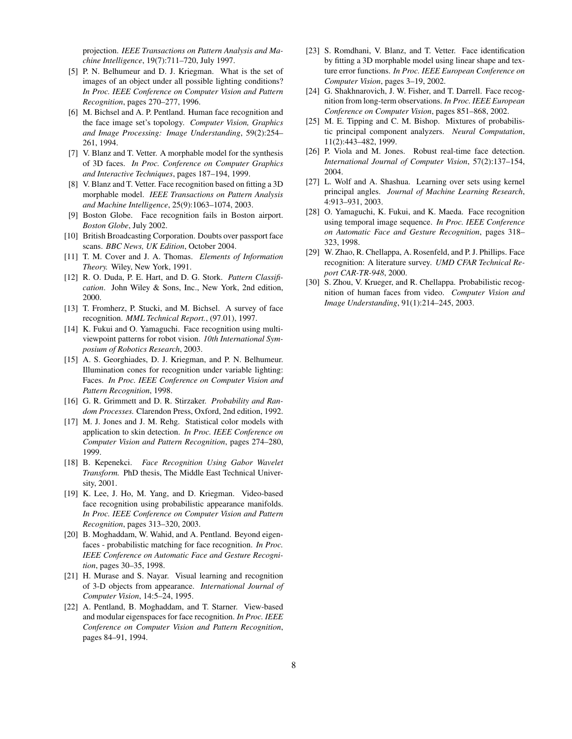projection. *IEEE Transactions on Pattern Analysis and Machine Intelligence*, 19(7):711–720, July 1997.

[5] P. N. Belhumeur and D. J. Kriegman. What is the set of images of an object under all possible lighting conditions? *In Proc. IEEE Conference on Computer Vision and Pattern Recognition*, pages 270–277, 1996.

[6] M. Bichsel and A. P. Pentland. Human face recognition and the face image set's topology. *Computer Vision, Graphics and Image Processing: Image Understanding*, 59(2):254–261, 1994.

[7] V. Blanz and T. Vetter. A morphable model for the synthesis of 3D faces. *In Proc. Conference on Computer Graphics and Interactive Techniques*, pages 187–194, 1999.

[8] V. Blanz and T. Vetter. Face recognition based on fitting a 3D morphable model. *IEEE Transactions on Pattern Analysis and Machine Intelligence*, 25(9):1063–1074, 2003.

[9] Boston Globe. Face recognition fails in Boston airport. *Boston Globe*, July 2002.

[10] British Broadcasting Corporation. Doubts over passport face scans. *BBC News, UK Edition*, October 2004.

[11] T. M. Cover and J. A. Thomas. *Elements of Information Theory.* Wiley, New York, 1991.

[12] R. O. Duda, P. E. Hart, and D. G. Stork. *Pattern Classification*. John Wiley & Sons, Inc., New York, 2nd edition, 2000.

[13] T. Fromherz, P. Stucki, and M. Bichsel. A survey of face recognition. *MML Technical Report.*, (97.01), 1997.

[14] K. Fukui and O. Yamaguchi. Face recognition using multi-viewpoint patterns for robot vision. *10th International Symposium of Robotics Research*, 2003.

[15] A. S. Georghiades, D. J. Kriegman, and P. N. Belhumeur. Illumination cones for recognition under variable lighting: Faces. *In Proc. IEEE Conference on Computer Vision and Pattern Recognition*, 1998.

[16] G. R. Grimmett and D. R. Stirzaker. *Probability and Random Processes.* Clarendon Press, Oxford, 2nd edition, 1992.

[17] M. J. Jones and J. M. Rehg. Statistical color models with application to skin detection. *In Proc. IEEE Conference on Computer Vision and Pattern Recognition*, pages 274–280, 1999.

[18] B. Kepenekci. *Face Recognition Using Gabor Wavelet Transform.* PhD thesis, The Middle East Technical University, 2001.

[19] K. Lee, J. Ho, M. Yang, and D. Kriegman. Video-based face recognition using probabilistic appearance manifolds. *In Proc. IEEE Conference on Computer Vision and Pattern Recognition*, pages 313–320, 2003.

[20] B. Moghaddam, W. Wahid, and A. Pentland. Beyond eigenfaces - probabilistic matching for face recognition. *In Proc. IEEE Conference on Automatic Face and Gesture Recognition*, pages 30–35, 1998.

[21] H. Murase and S. Nayar. Visual learning and recognition of 3-D objects from appearance. *International Journal of Computer Vision*, 14:5–24, 1995.

[22] A. Pentland, B. Moghaddam, and T. Starner. View-based and modular eigenspaces for face recognition. *In Proc. IEEE Conference on Computer Vision and Pattern Recognition*, pages 84–91, 1994.

[23] S. Romdhani, V. Blanz, and T. Vetter. Face identification by fitting a 3D morphable model using linear shape and texture error functions. *In Proc. IEEE European Conference on Computer Vision*, pages 3–19, 2002.

[24] G. Shakhnarovich, J. W. Fisher, and T. Darrell. Face recognition from long-term observations. *In Proc. IEEE European Conference on Computer Vision*, pages 851–868, 2002.

[25] M. E. Tipping and C. M. Bishop. Mixtures of probabilistic principal component analyzers. *Neural Computation*, 11(2):443–482, 1999.

[26] P. Viola and M. Jones. Robust real-time face detection. *International Journal of Computer Vision*, 57(2):137–154, 2004.

[27] L. Wolf and A. Shashua. Learning over sets using kernel principal angles. *Journal of Machine Learning Research*, 4:913–931, 2003.

[28] O. Yamaguchi, K. Fukui, and K. Maeda. Face recognition using temporal image sequence. *In Proc. IEEE Conference on Automatic Face and Gesture Recognition*, pages 318–323, 1998.

[29] W. Zhao, R. Chellappa, A. Rosenfeld, and P. J. Phillips. Face recognition: A literature survey. *UMD CFAR Technical Report CAR-TR-948*, 2000.

[30] S. Zhou, V. Krueger, and R. Chellappa. Probabilistic recognition of human faces from video. *Computer Vision and Image Understanding*, 91(1):214–245, 2003.